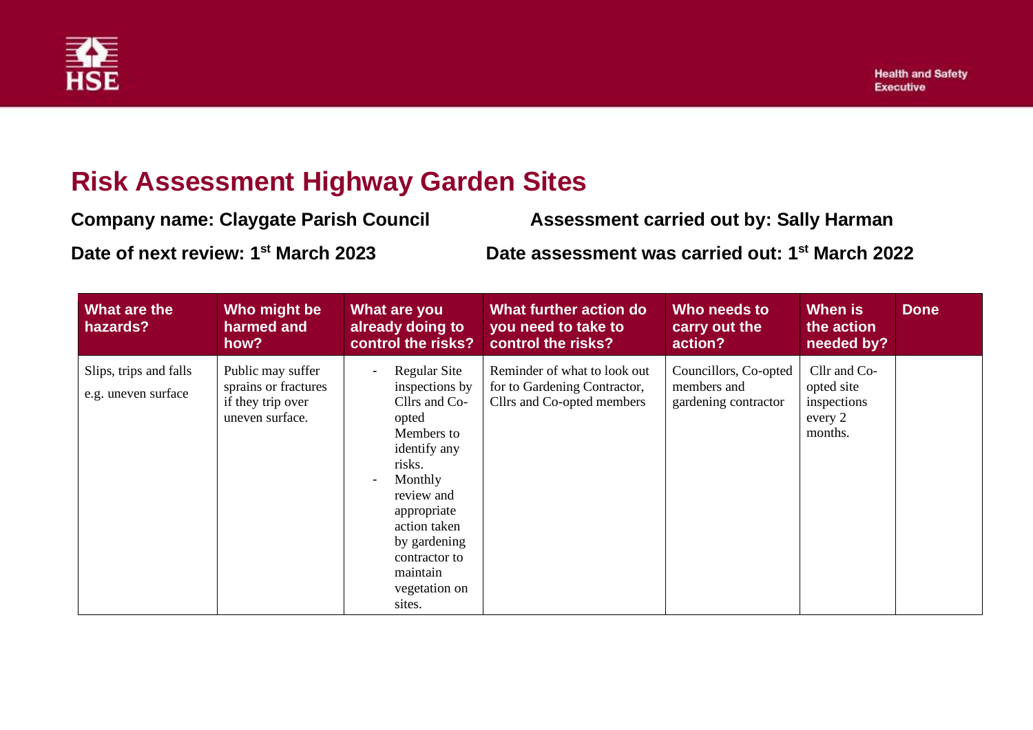# Risk Assessment Highway Garden Sites

**Company name: Claygate Parish Council** **Assessment carried out by: Sally Harman**

**Date of next review: 1st March 2023** **Date assessment was carried out: 1st March 2022**

| What are the hazards? | Who might be harmed and how? | What are you already doing to control the risks? | What further action do you need to take to control the risks? | Who needs to carry out the action? | When is the action needed by? | Done |
|---|---|---|---|---|---|---|
| Slips, trips and falls e.g. uneven surface | Public may suffer sprains or fractures if they trip over uneven surface. | - Regular Site inspections by Cllrs and Co-opted Members to identify any risks.<br>- Monthly review and appropriate action taken by gardening contractor to maintain vegetation on sites. | Reminder of what to look out for to Gardening Contractor, Cllrs and Co-opted members | Councillors, Co-opted members and gardening contractor | Cllr and Co-opted site inspections every 2 months. | |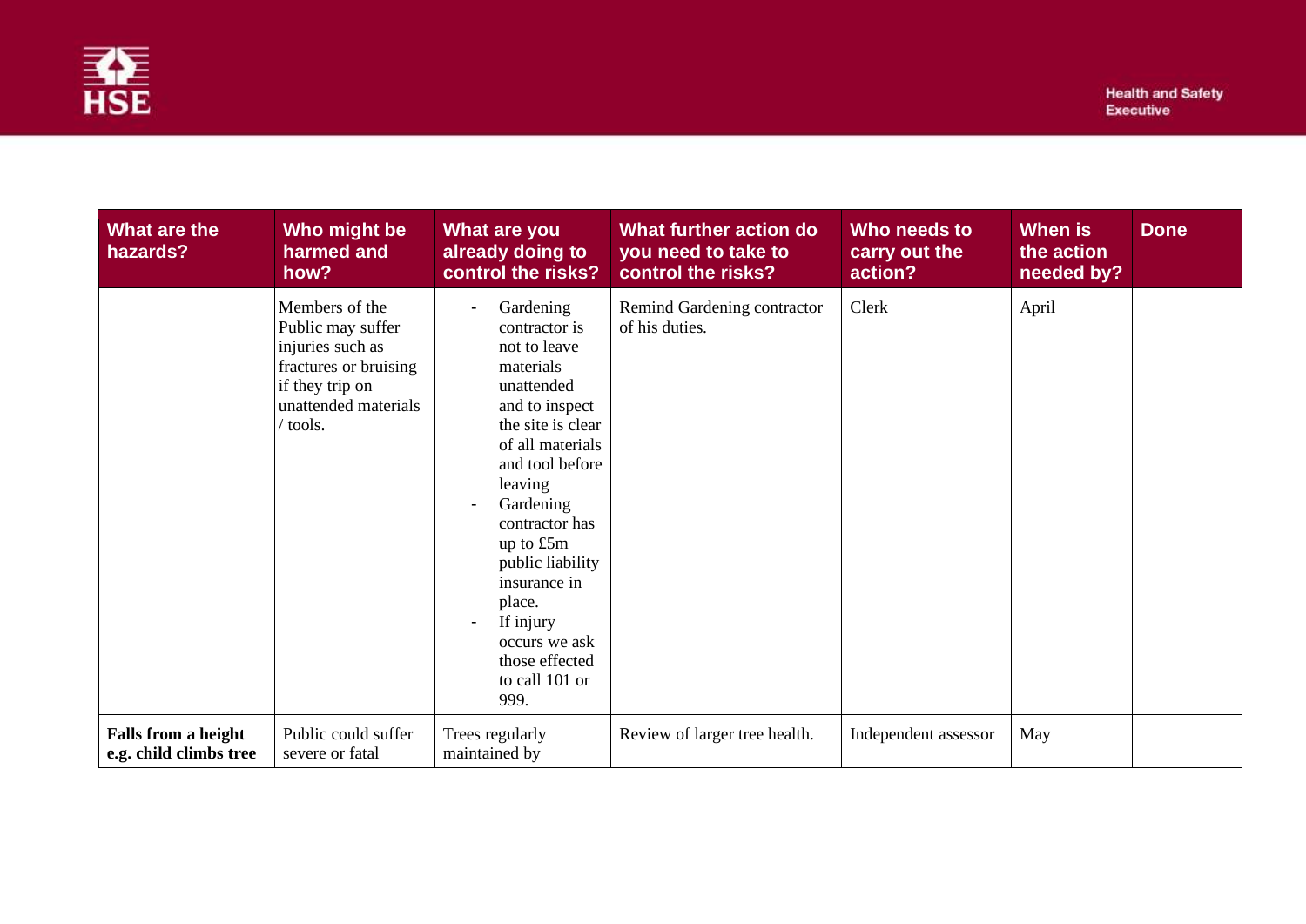| What are the hazards? | Who might be harmed and how? | What are you already doing to control the risks? | What further action do you need to take to control the risks? | Who needs to carry out the action? | When is the action needed by? | Done |
|---|---|---|---|---|---|---|
| | Members of the Public may suffer injuries such as fractures or bruising if they trip on unattended materials / tools. | - Gardening contractor is not to leave materials unattended and to inspect the site is clear of all materials and tool before leaving<br>- Gardening contractor has up to £5m public liability insurance in place.<br>- If injury occurs we ask those effected to call 101 or 999. | Remind Gardening contractor of his duties. | Clerk | April | |
| **Falls from a height e.g. child climbs tree** | Public could suffer severe or fatal | Trees regularly maintained by | Review of larger tree health. | Independent assessor | May | |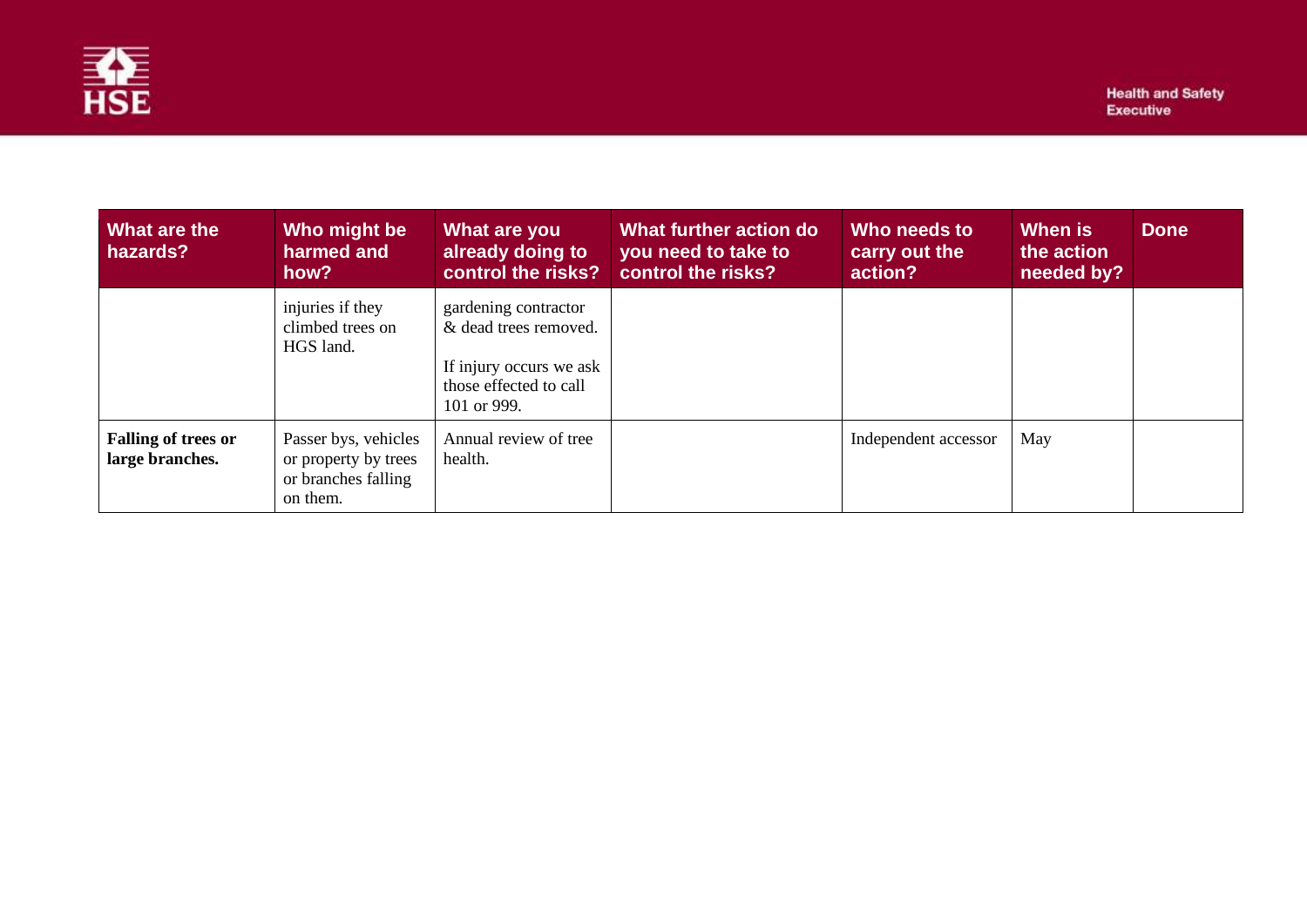| What are the hazards? | Who might be harmed and how? | What are you already doing to control the risks? | What further action do you need to take to control the risks? | Who needs to carry out the action? | When is the action needed by? | Done |
|---|---|---|---|---|---|---|
| | injuries if they climbed trees on HGS land. | gardening contractor & dead trees removed.<br><br>If injury occurs we ask those effected to call 101 or 999. | | | | |
| **Falling of trees or large branches.** | Passer bys, vehicles or property by trees or branches falling on them. | Annual review of tree health. | | Independent accessor | May | |